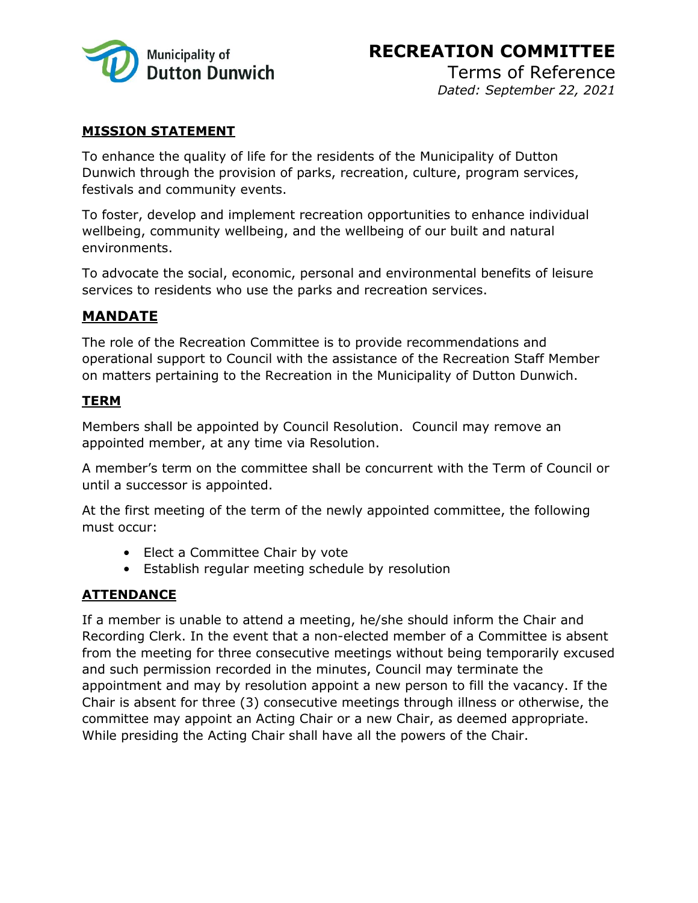Municipality of Dutton Dunwich

# RECREATION COMMITTEE

Terms of Reference

*Dated: September 22, 2021*

## MISSION STATEMENT

To enhance the quality of life for the residents of the Municipality of Dutton Dunwich through the provision of parks, recreation, culture, program services, festivals and community events.

To foster, develop and implement recreation opportunities to enhance individual wellbeing, community wellbeing, and the wellbeing of our built and natural environments.

To advocate the social, economic, personal and environmental benefits of leisure services to residents who use the parks and recreation services.

## MANDATE

The role of the Recreation Committee is to provide recommendations and operational support to Council with the assistance of the Recreation Staff Member on matters pertaining to the Recreation in the Municipality of Dutton Dunwich.

## TERM

Members shall be appointed by Council Resolution. Council may remove an appointed member, at any time via Resolution.

A member's term on the committee shall be concurrent with the Term of Council or until a successor is appointed.

At the first meeting of the term of the newly appointed committee, the following must occur:

- Elect a Committee Chair by vote
- Establish regular meeting schedule by resolution

## ATTENDANCE

If a member is unable to attend a meeting, he/she should inform the Chair and Recording Clerk. In the event that a non-elected member of a Committee is absent from the meeting for three consecutive meetings without being temporarily excused and such permission recorded in the minutes, Council may terminate the appointment and may by resolution appoint a new person to fill the vacancy. If the Chair is absent for three (3) consecutive meetings through illness or otherwise, the committee may appoint an Acting Chair or a new Chair, as deemed appropriate. While presiding the Acting Chair shall have all the powers of the Chair.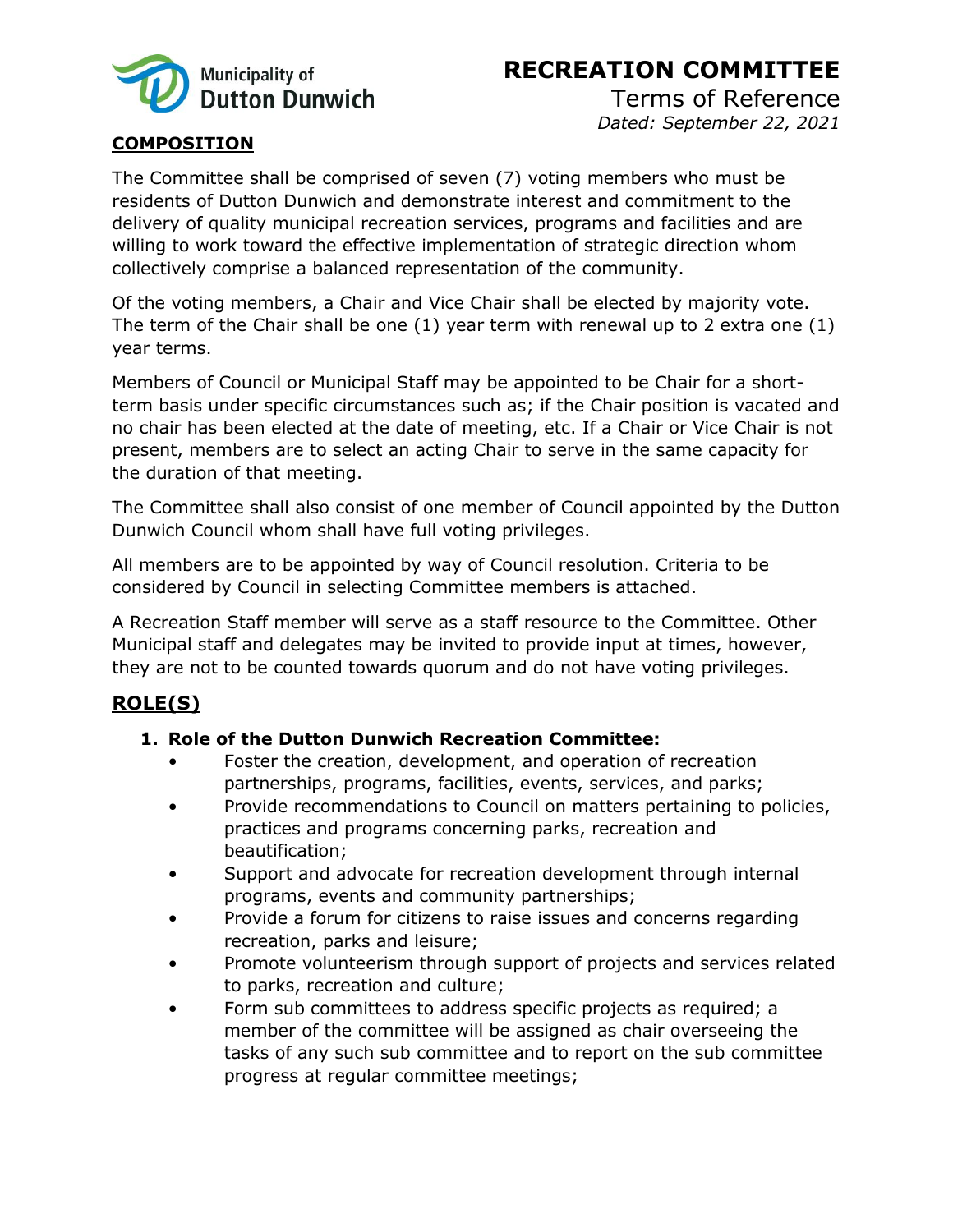# RECREATION COMMITTEE

Terms of Reference

*Dated: September 22, 2021*

## COMPOSITION

The Committee shall be comprised of seven (7) voting members who must be residents of Dutton Dunwich and demonstrate interest and commitment to the delivery of quality municipal recreation services, programs and facilities and are willing to work toward the effective implementation of strategic direction whom collectively comprise a balanced representation of the community.

Of the voting members, a Chair and Vice Chair shall be elected by majority vote. The term of the Chair shall be one (1) year term with renewal up to 2 extra one (1) year terms.

Members of Council or Municipal Staff may be appointed to be Chair for a short-term basis under specific circumstances such as; if the Chair position is vacated and no chair has been elected at the date of meeting, etc. If a Chair or Vice Chair is not present, members are to select an acting Chair to serve in the same capacity for the duration of that meeting.

The Committee shall also consist of one member of Council appointed by the Dutton Dunwich Council whom shall have full voting privileges.

All members are to be appointed by way of Council resolution. Criteria to be considered by Council in selecting Committee members is attached.

A Recreation Staff member will serve as a staff resource to the Committee. Other Municipal staff and delegates may be invited to provide input at times, however, they are not to be counted towards quorum and do not have voting privileges.

## ROLE(S)

1. **Role of the Dutton Dunwich Recreation Committee:**
   - Foster the creation, development, and operation of recreation partnerships, programs, facilities, events, services, and parks;
   - Provide recommendations to Council on matters pertaining to policies, practices and programs concerning parks, recreation and beautification;
   - Support and advocate for recreation development through internal programs, events and community partnerships;
   - Provide a forum for citizens to raise issues and concerns regarding recreation, parks and leisure;
   - Promote volunteerism through support of projects and services related to parks, recreation and culture;
   - Form sub committees to address specific projects as required; a member of the committee will be assigned as chair overseeing the tasks of any such sub committee and to report on the sub committee progress at regular committee meetings;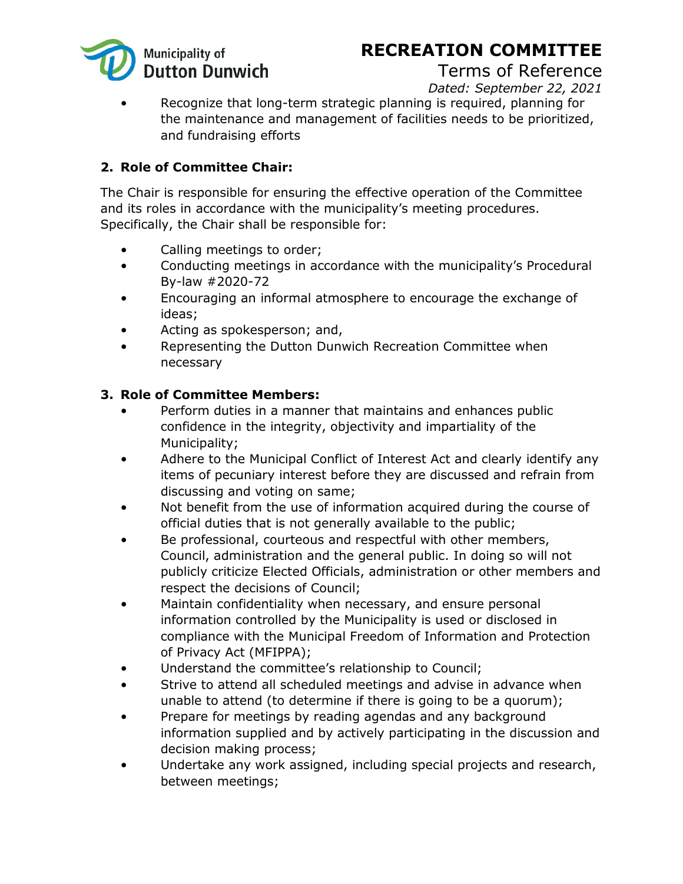- Recognize that long-term strategic planning is required, planning for the maintenance and management of facilities needs to be prioritized, and fundraising efforts

## 2. Role of Committee Chair:

The Chair is responsible for ensuring the effective operation of the Committee and its roles in accordance with the municipality's meeting procedures. Specifically, the Chair shall be responsible for:

- Calling meetings to order;
- Conducting meetings in accordance with the municipality's Procedural By-law #2020-72
- Encouraging an informal atmosphere to encourage the exchange of ideas;
- Acting as spokesperson; and,
- Representing the Dutton Dunwich Recreation Committee when necessary

## 3. Role of Committee Members:

- Perform duties in a manner that maintains and enhances public confidence in the integrity, objectivity and impartiality of the Municipality;
- Adhere to the Municipal Conflict of Interest Act and clearly identify any items of pecuniary interest before they are discussed and refrain from discussing and voting on same;
- Not benefit from the use of information acquired during the course of official duties that is not generally available to the public;
- Be professional, courteous and respectful with other members, Council, administration and the general public. In doing so will not publicly criticize Elected Officials, administration or other members and respect the decisions of Council;
- Maintain confidentiality when necessary, and ensure personal information controlled by the Municipality is used or disclosed in compliance with the Municipal Freedom of Information and Protection of Privacy Act (MFIPPA);
- Understand the committee's relationship to Council;
- Strive to attend all scheduled meetings and advise in advance when unable to attend (to determine if there is going to be a quorum);
- Prepare for meetings by reading agendas and any background information supplied and by actively participating in the discussion and decision making process;
- Undertake any work assigned, including special projects and research, between meetings;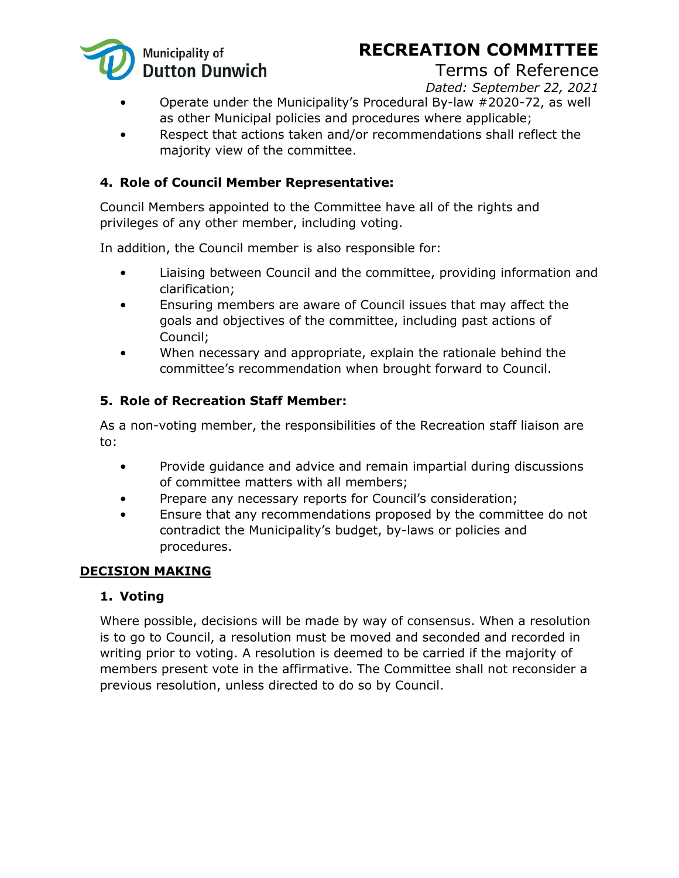- Operate under the Municipality's Procedural By-law #2020-72, as well as other Municipal policies and procedures where applicable;
- Respect that actions taken and/or recommendations shall reflect the majority view of the committee.

### 4. Role of Council Member Representative:

Council Members appointed to the Committee have all of the rights and privileges of any other member, including voting.

In addition, the Council member is also responsible for:

- Liaising between Council and the committee, providing information and clarification;
- Ensuring members are aware of Council issues that may affect the goals and objectives of the committee, including past actions of Council;
- When necessary and appropriate, explain the rationale behind the committee's recommendation when brought forward to Council.

### 5. Role of Recreation Staff Member:

As a non-voting member, the responsibilities of the Recreation staff liaison are to:

- Provide guidance and advice and remain impartial during discussions of committee matters with all members;
- Prepare any necessary reports for Council's consideration;
- Ensure that any recommendations proposed by the committee do not contradict the Municipality's budget, by-laws or policies and procedures.

## DECISION MAKING

### 1. Voting

Where possible, decisions will be made by way of consensus. When a resolution is to go to Council, a resolution must be moved and seconded and recorded in writing prior to voting. A resolution is deemed to be carried if the majority of members present vote in the affirmative. The Committee shall not reconsider a previous resolution, unless directed to do so by Council.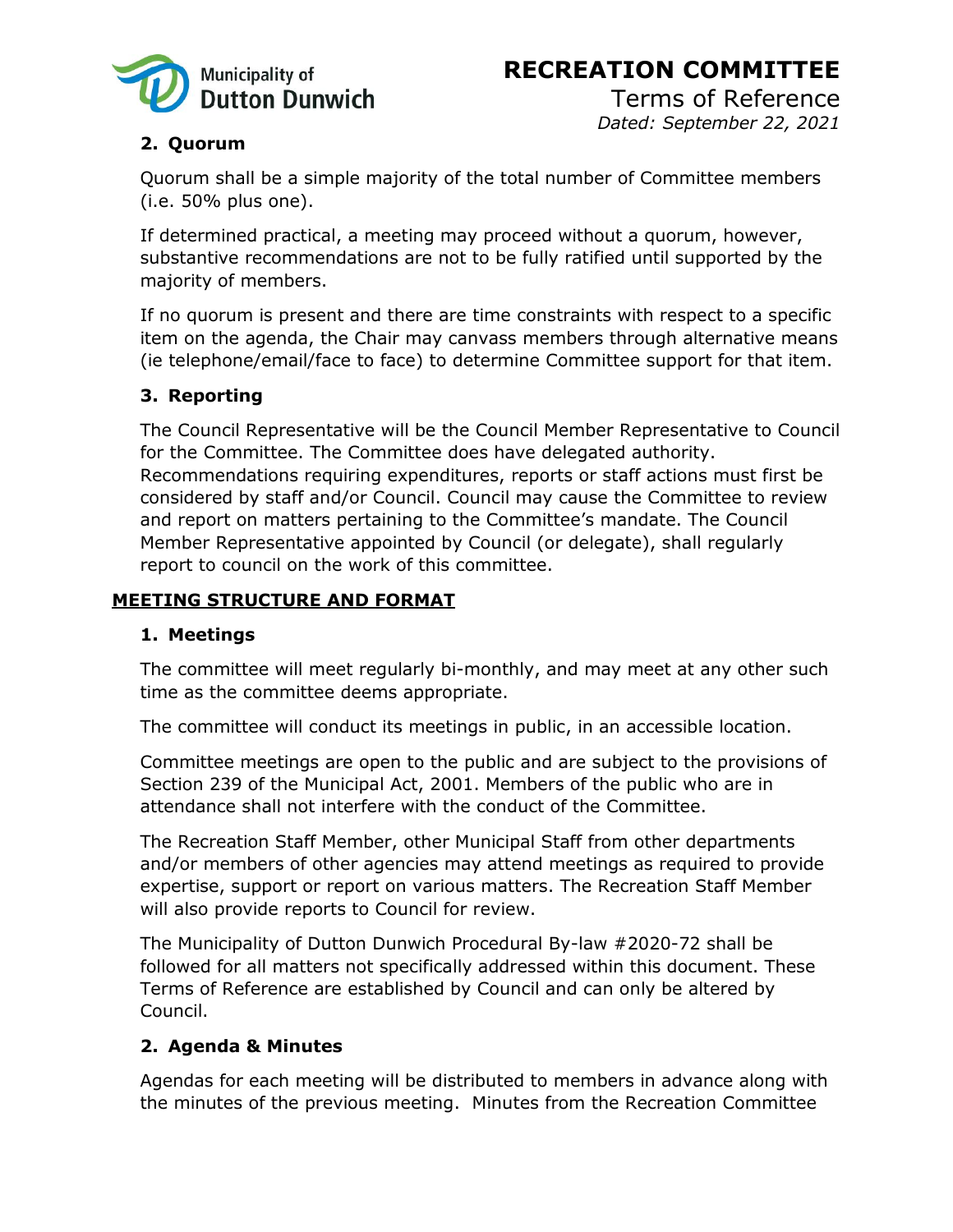### 2. Quorum

Quorum shall be a simple majority of the total number of Committee members (i.e. 50% plus one).

If determined practical, a meeting may proceed without a quorum, however, substantive recommendations are not to be fully ratified until supported by the majority of members.

If no quorum is present and there are time constraints with respect to a specific item on the agenda, the Chair may canvass members through alternative means (ie telephone/email/face to face) to determine Committee support for that item.

### 3. Reporting

The Council Representative will be the Council Member Representative to Council for the Committee. The Committee does have delegated authority. Recommendations requiring expenditures, reports or staff actions must first be considered by staff and/or Council. Council may cause the Committee to review and report on matters pertaining to the Committee's mandate. The Council Member Representative appointed by Council (or delegate), shall regularly report to council on the work of this committee.

## MEETING STRUCTURE AND FORMAT

### 1. Meetings

The committee will meet regularly bi-monthly, and may meet at any other such time as the committee deems appropriate.

The committee will conduct its meetings in public, in an accessible location.

Committee meetings are open to the public and are subject to the provisions of Section 239 of the Municipal Act, 2001. Members of the public who are in attendance shall not interfere with the conduct of the Committee.

The Recreation Staff Member, other Municipal Staff from other departments and/or members of other agencies may attend meetings as required to provide expertise, support or report on various matters. The Recreation Staff Member will also provide reports to Council for review.

The Municipality of Dutton Dunwich Procedural By-law #2020-72 shall be followed for all matters not specifically addressed within this document. These Terms of Reference are established by Council and can only be altered by Council.

### 2. Agenda & Minutes

Agendas for each meeting will be distributed to members in advance along with the minutes of the previous meeting. Minutes from the Recreation Committee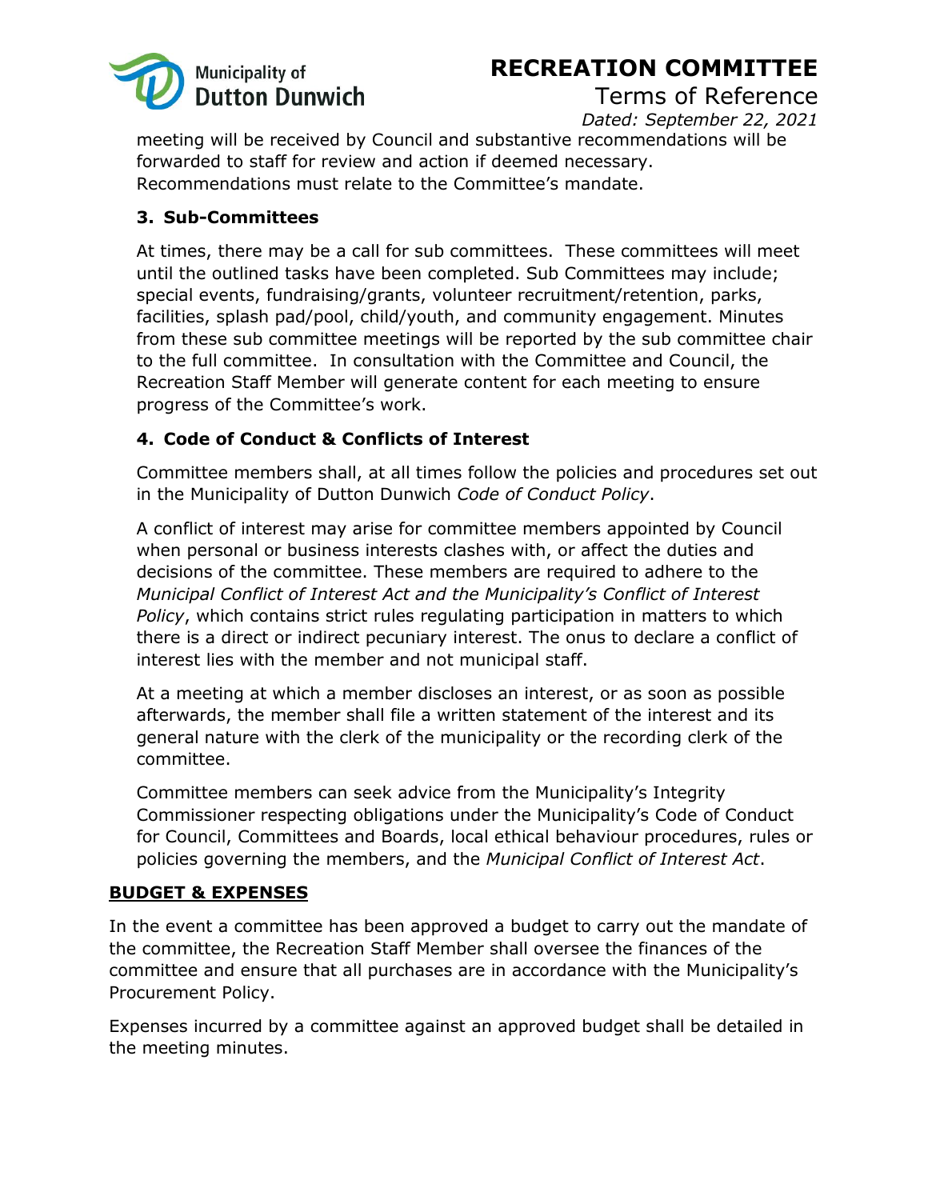meeting will be received by Council and substantive recommendations will be forwarded to staff for review and action if deemed necessary. Recommendations must relate to the Committee's mandate.

### 3. Sub-Committees

At times, there may be a call for sub committees. These committees will meet until the outlined tasks have been completed. Sub Committees may include; special events, fundraising/grants, volunteer recruitment/retention, parks, facilities, splash pad/pool, child/youth, and community engagement. Minutes from these sub committee meetings will be reported by the sub committee chair to the full committee. In consultation with the Committee and Council, the Recreation Staff Member will generate content for each meeting to ensure progress of the Committee's work.

### 4. Code of Conduct & Conflicts of Interest

Committee members shall, at all times follow the policies and procedures set out in the Municipality of Dutton Dunwich *Code of Conduct Policy*.

A conflict of interest may arise for committee members appointed by Council when personal or business interests clashes with, or affect the duties and decisions of the committee. These members are required to adhere to the *Municipal Conflict of Interest Act and the Municipality's Conflict of Interest Policy*, which contains strict rules regulating participation in matters to which there is a direct or indirect pecuniary interest. The onus to declare a conflict of interest lies with the member and not municipal staff.

At a meeting at which a member discloses an interest, or as soon as possible afterwards, the member shall file a written statement of the interest and its general nature with the clerk of the municipality or the recording clerk of the committee.

Committee members can seek advice from the Municipality's Integrity Commissioner respecting obligations under the Municipality's Code of Conduct for Council, Committees and Boards, local ethical behaviour procedures, rules or policies governing the members, and the *Municipal Conflict of Interest Act*.

## BUDGET & EXPENSES

In the event a committee has been approved a budget to carry out the mandate of the committee, the Recreation Staff Member shall oversee the finances of the committee and ensure that all purchases are in accordance with the Municipality's Procurement Policy.

Expenses incurred by a committee against an approved budget shall be detailed in the meeting minutes.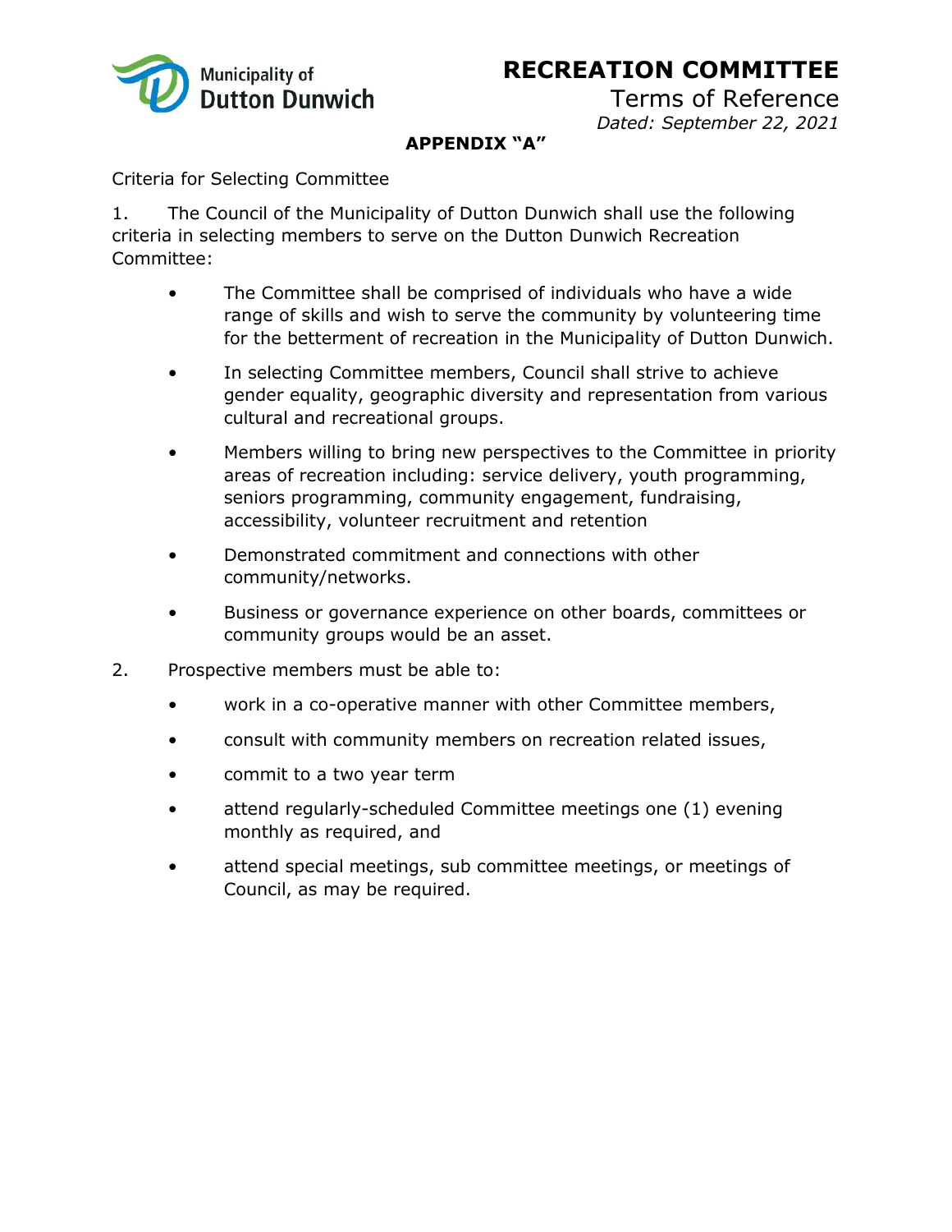## APPENDIX "A"

Criteria for Selecting Committee

1. The Council of the Municipality of Dutton Dunwich shall use the following criteria in selecting members to serve on the Dutton Dunwich Recreation Committee:

    - The Committee shall be comprised of individuals who have a wide range of skills and wish to serve the community by volunteering time for the betterment of recreation in the Municipality of Dutton Dunwich.
    - In selecting Committee members, Council shall strive to achieve gender equality, geographic diversity and representation from various cultural and recreational groups.
    - Members willing to bring new perspectives to the Committee in priority areas of recreation including: service delivery, youth programming, seniors programming, community engagement, fundraising, accessibility, volunteer recruitment and retention
    - Demonstrated commitment and connections with other community/networks.
    - Business or governance experience on other boards, committees or community groups would be an asset.

2. Prospective members must be able to:

    - work in a co-operative manner with other Committee members,
    - consult with community members on recreation related issues,
    - commit to a two year term
    - attend regularly-scheduled Committee meetings one (1) evening monthly as required, and
    - attend special meetings, sub committee meetings, or meetings of Council, as may be required.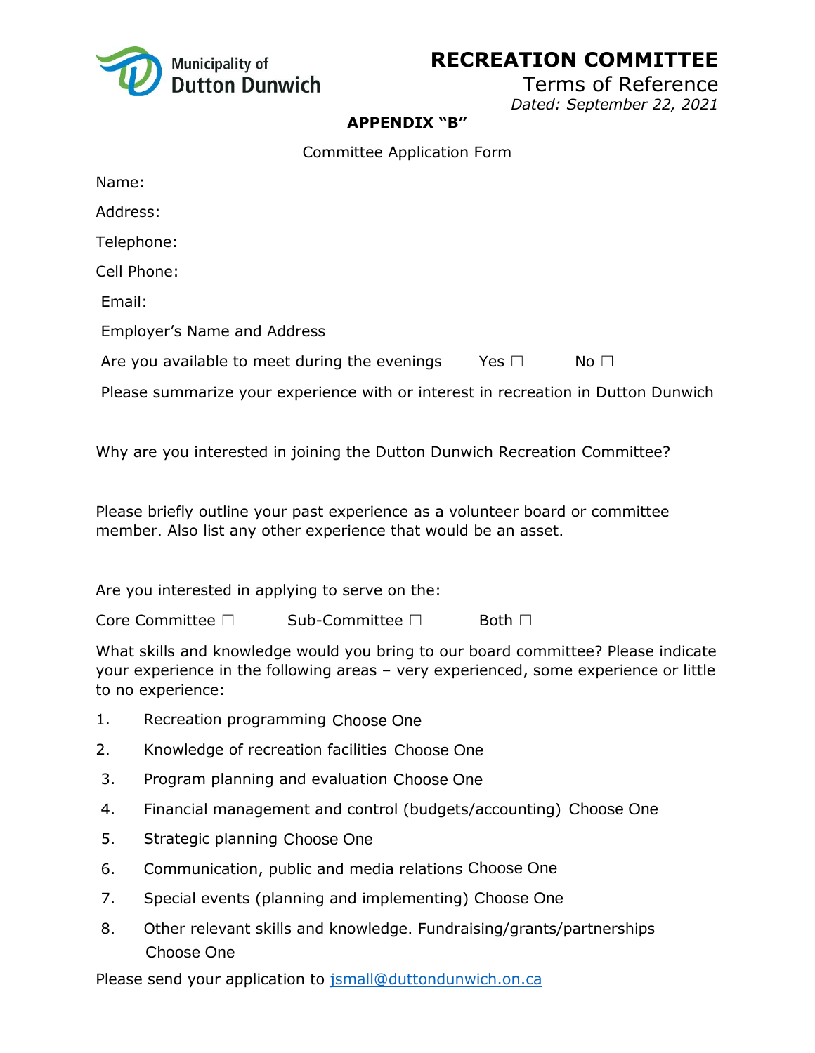Municipality of Dutton Dunwich

# RECREATION COMMITTEE

Terms of Reference

*Dated: September 22, 2021*

## APPENDIX "B"

Committee Application Form

Name:

Address:

Telephone:

Cell Phone:

Email:

Employer's Name and Address

Are you available to meet during the evenings Yes ☐ No ☐

Please summarize your experience with or interest in recreation in Dutton Dunwich

Why are you interested in joining the Dutton Dunwich Recreation Committee?

Please briefly outline your past experience as a volunteer board or committee member. Also list any other experience that would be an asset.

Are you interested in applying to serve on the:

Core Committee ☐ Sub-Committee ☐ Both ☐

What skills and knowledge would you bring to our board committee? Please indicate your experience in the following areas – very experienced, some experience or little to no experience:

1. Recreation programming Choose One
2. Knowledge of recreation facilities Choose One
3. Program planning and evaluation Choose One
4. Financial management and control (budgets/accounting) Choose One
5. Strategic planning Choose One
6. Communication, public and media relations Choose One
7. Special events (planning and implementing) Choose One
8. Other relevant skills and knowledge. Fundraising/grants/partnerships Choose One

Please send your application to jsmall@duttondunwich.on.ca